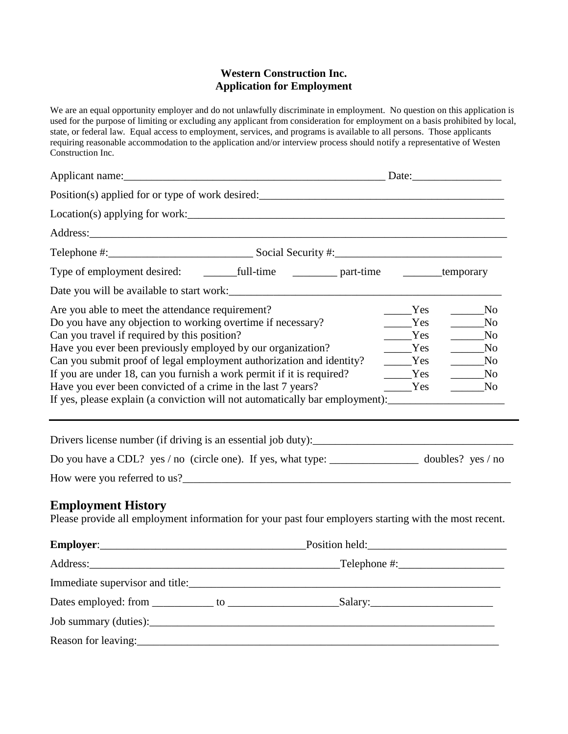**Western Construction Inc.**
**Application for Employment**

We are an equal opportunity employer and do not unlawfully discriminate in employment. No question on this application is used for the purpose of limiting or excluding any applicant from consideration for employment on a basis prohibited by local, state, or federal law. Equal access to employment, services, and programs is available to all persons. Those applicants requiring reasonable accommodation to the application and/or interview process should notify a representative of Westen Construction Inc.

Applicant name:_______________________________________________ Date:________________

Position(s) applied for or type of work desired:_____________________________________________

Location(s) applying for work:____________________________________________________________

Address:_______________________________________________________________________________

Telephone #:_________________________ Social Security #:______________________________

Type of employment desired: ______full-time ________ part-time _______temporary

Date you will be available to start work:__________________________________________________

Are you able to meet the attendance requirement? _____Yes ______No
Do you have any objection to working overtime if necessary? _____Yes ______No
Can you travel if required by this position? _____Yes ______No
Have you ever been previously employed by our organization? _____Yes ______No
Can you submit proof of legal employment authorization and identity? _____Yes ______No
If you are under 18, can you furnish a work permit if it is required? _____Yes ______No
Have you ever been convicted of a crime in the last 7 years? _____Yes ______No
If yes, please explain (a conviction will not automatically bar employment):____________________

---

Drivers license number (if driving is an essential job duty):____________________________________

Do you have a CDL? yes / no (circle one). If yes, what type: ________________ doubles? yes / no

How were you referred to us?_____________________________________________________________

## Employment History

Please provide all employment information for your past four employers starting with the most recent.

**Employer**:_____________________________________Position held:_________________________

Address:______________________________________________Telephone #:___________________

Immediate supervisor and title:___________________________________________________________

Dates employed: from ___________ to ___________________Salary:______________________

Job summary (duties):_________________________________________________________________

Reason for leaving:____________________________________________________________________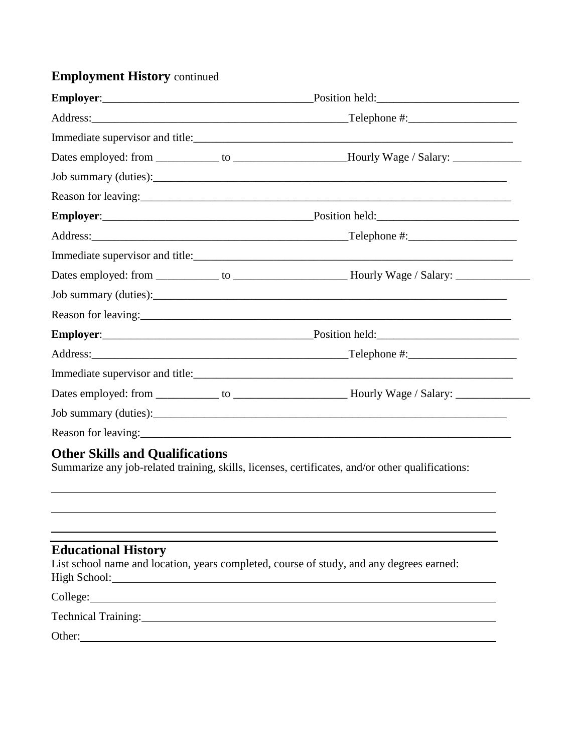## **Employment History** continued

**Employer**:_____________________________________Position held:_________________________

Address:_______________________________________________Telephone #:___________________

Immediate supervisor and title:____________________________________________________________

Dates employed: from ___________ to ___________________Hourly Wage / Salary: ____________

Job summary (duties):_______________________________________________________________

Reason for leaving:__________________________________________________________________

**Employer**:_____________________________________Position held:_________________________

Address:_______________________________________________Telephone #:___________________

Immediate supervisor and title:____________________________________________________________

Dates employed: from ___________ to ___________________ Hourly Wage / Salary: _____________

Job summary (duties):_______________________________________________________________

Reason for leaving:__________________________________________________________________

**Employer**:_____________________________________Position held:_________________________

Address:_______________________________________________Telephone #:___________________

Immediate supervisor and title:____________________________________________________________

Dates employed: from ___________ to ___________________ Hourly Wage / Salary: _____________

Job summary (duties):_______________________________________________________________

Reason for leaving:__________________________________________________________________

## Other Skills and Qualifications

Summarize any job-related training, skills, licenses, certificates, and/or other qualifications:

_____________________________________________________________________________________

_____________________________________________________________________________________

_____________________________________________________________________________________

## Educational History

List school name and location, years completed, course of study, and any degrees earned:

High School:_________________________________________________________________________

College:_____________________________________________________________________________

Technical Training:____________________________________________________________________

Other:______________________________________________________________________________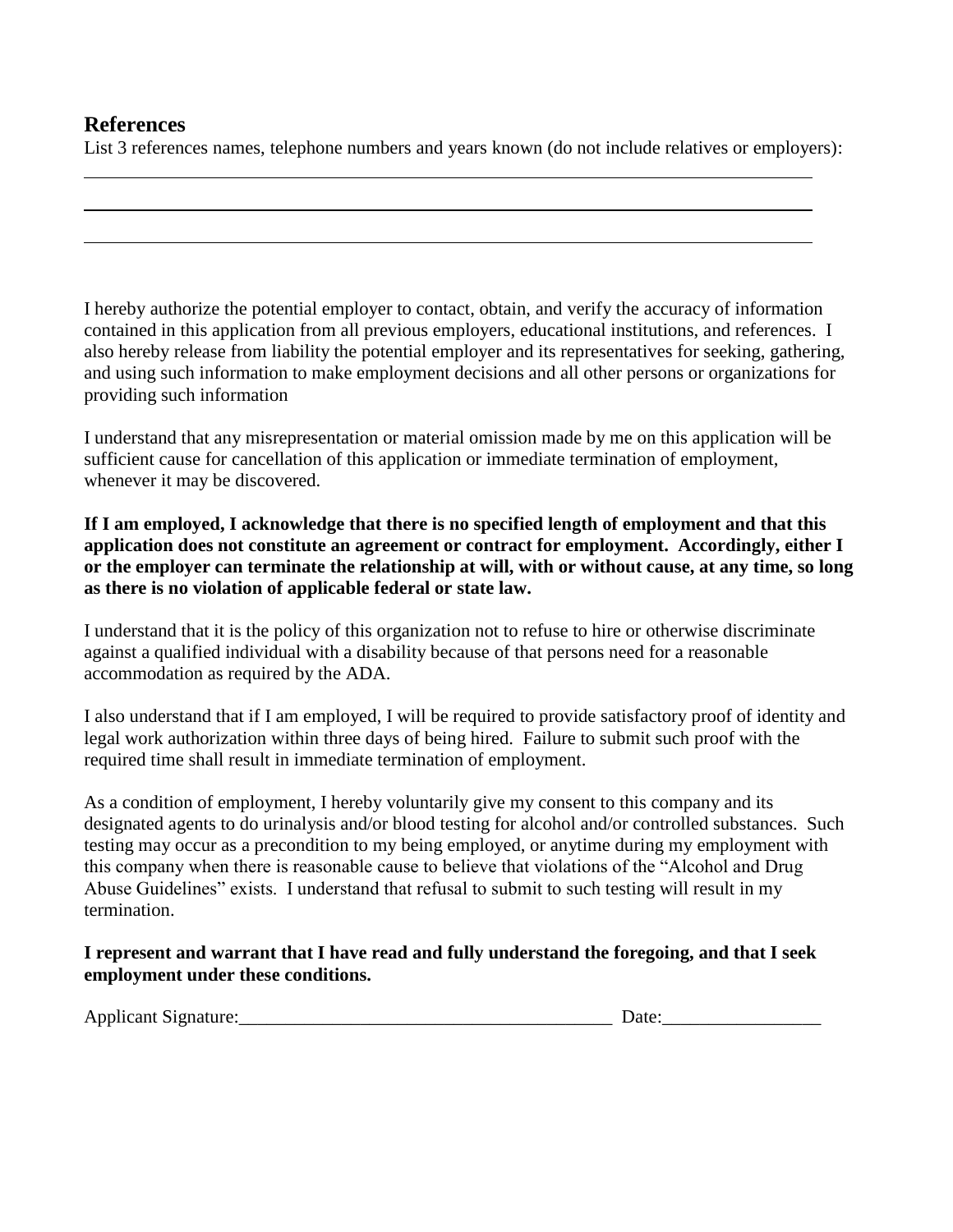## References

List 3 references names, telephone numbers and years known (do not include relatives or employers):

\_\_\_\_\_\_\_\_\_\_\_\_\_\_\_\_\_\_\_\_\_\_\_\_\_\_\_\_\_\_\_\_\_\_\_\_\_\_\_\_\_\_\_\_\_\_\_\_\_\_\_\_\_\_\_\_\_\_\_\_\_\_\_\_\_\_\_\_\_\_\_\_\_\_\_\_

\_\_\_\_\_\_\_\_\_\_\_\_\_\_\_\_\_\_\_\_\_\_\_\_\_\_\_\_\_\_\_\_\_\_\_\_\_\_\_\_\_\_\_\_\_\_\_\_\_\_\_\_\_\_\_\_\_\_\_\_\_\_\_\_\_\_\_\_\_\_\_\_\_\_\_\_

\_\_\_\_\_\_\_\_\_\_\_\_\_\_\_\_\_\_\_\_\_\_\_\_\_\_\_\_\_\_\_\_\_\_\_\_\_\_\_\_\_\_\_\_\_\_\_\_\_\_\_\_\_\_\_\_\_\_\_\_\_\_\_\_\_\_\_\_\_\_\_\_\_\_\_\_

I hereby authorize the potential employer to contact, obtain, and verify the accuracy of information contained in this application from all previous employers, educational institutions, and references. I also hereby release from liability the potential employer and its representatives for seeking, gathering, and using such information to make employment decisions and all other persons or organizations for providing such information

I understand that any misrepresentation or material omission made by me on this application will be sufficient cause for cancellation of this application or immediate termination of employment, whenever it may be discovered.

**If I am employed, I acknowledge that there is no specified length of employment and that this application does not constitute an agreement or contract for employment. Accordingly, either I or the employer can terminate the relationship at will, with or without cause, at any time, so long as there is no violation of applicable federal or state law.**

I understand that it is the policy of this organization not to refuse to hire or otherwise discriminate against a qualified individual with a disability because of that persons need for a reasonable accommodation as required by the ADA.

I also understand that if I am employed, I will be required to provide satisfactory proof of identity and legal work authorization within three days of being hired. Failure to submit such proof with the required time shall result in immediate termination of employment.

As a condition of employment, I hereby voluntarily give my consent to this company and its designated agents to do urinalysis and/or blood testing for alcohol and/or controlled substances. Such testing may occur as a precondition to my being employed, or anytime during my employment with this company when there is reasonable cause to believe that violations of the "Alcohol and Drug Abuse Guidelines" exists. I understand that refusal to submit to such testing will result in my termination.

**I represent and warrant that I have read and fully understand the foregoing, and that I seek employment under these conditions.**

Applicant Signature:\_\_\_\_\_\_\_\_\_\_\_\_\_\_\_\_\_\_\_\_\_\_\_\_\_\_\_\_\_\_\_\_\_\_\_\_\_\_\_\_\_ Date:\_\_\_\_\_\_\_\_\_\_\_\_\_\_\_\_\_